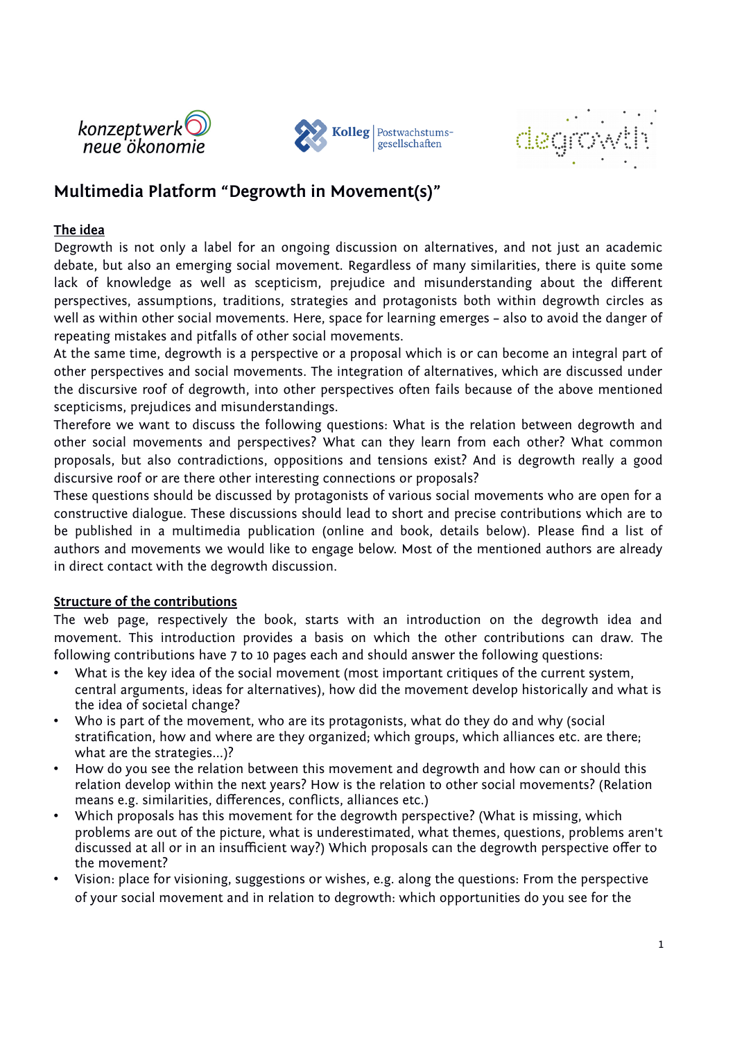konzeptwerk neue ökonomie

Kolleg Postwachstumsgesellschaften

degrowth

# Multimedia Platform "Degrowth in Movement(s)"

**The idea**

Degrowth is not only a label for an ongoing discussion on alternatives, and not just an academic debate, but also an emerging social movement. Regardless of many similarities, there is quite some lack of knowledge as well as scepticism, prejudice and misunderstanding about the different perspectives, assumptions, traditions, strategies and protagonists both within degrowth circles as well as within other social movements. Here, space for learning emerges – also to avoid the danger of repeating mistakes and pitfalls of other social movements.

At the same time, degrowth is a perspective or a proposal which is or can become an integral part of other perspectives and social movements. The integration of alternatives, which are discussed under the discursive roof of degrowth, into other perspectives often fails because of the above mentioned scepticisms, prejudices and misunderstandings.

Therefore we want to discuss the following questions: What is the relation between degrowth and other social movements and perspectives? What can they learn from each other? What common proposals, but also contradictions, oppositions and tensions exist? And is degrowth really a good discursive roof or are there other interesting connections or proposals?

These questions should be discussed by protagonists of various social movements who are open for a constructive dialogue. These discussions should lead to short and precise contributions which are to be published in a multimedia publication (online and book, details below). Please find a list of authors and movements we would like to engage below. Most of the mentioned authors are already in direct contact with the degrowth discussion.

**Structure of the contributions**

The web page, respectively the book, starts with an introduction on the degrowth idea and movement. This introduction provides a basis on which the other contributions can draw. The following contributions have 7 to 10 pages each and should answer the following questions:

- What is the key idea of the social movement (most important critiques of the current system, central arguments, ideas for alternatives), how did the movement develop historically and what is the idea of societal change?
- Who is part of the movement, who are its protagonists, what do they do and why (social stratification, how and where are they organized; which groups, which alliances etc. are there; what are the strategies...)?
- How do you see the relation between this movement and degrowth and how can or should this relation develop within the next years? How is the relation to other social movements? (Relation means e.g. similarities, differences, conflicts, alliances etc.)
- Which proposals has this movement for the degrowth perspective? (What is missing, which problems are out of the picture, what is underestimated, what themes, questions, problems aren't discussed at all or in an insufficient way?) Which proposals can the degrowth perspective offer to the movement?
- Vision: place for visioning, suggestions or wishes, e.g. along the questions: From the perspective of your social movement and in relation to degrowth: which opportunities do you see for the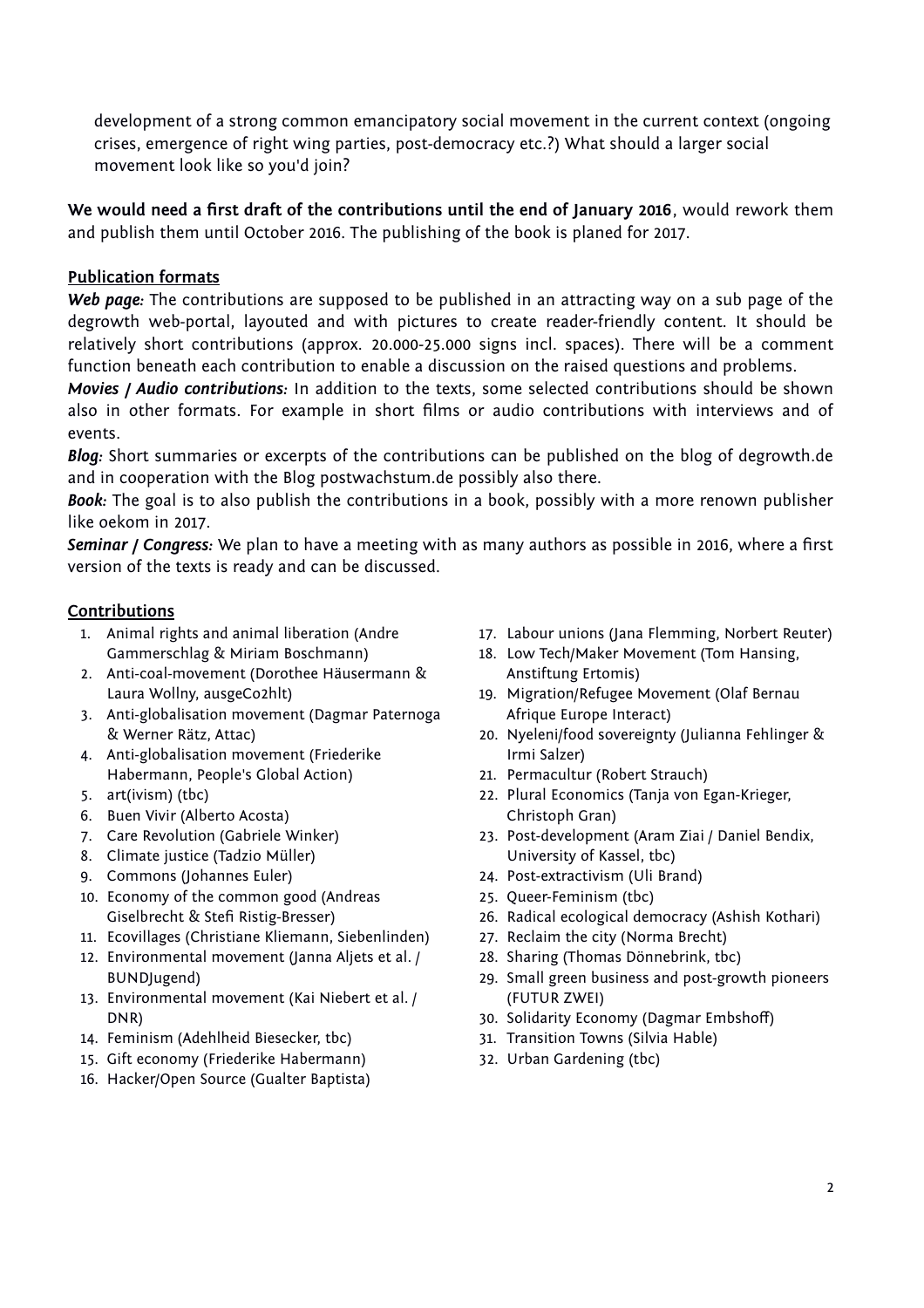development of a strong common emancipatory social movement in the current context (ongoing crises, emergence of right wing parties, post-democracy etc.?) What should a larger social movement look like so you'd join?

**We would need a first draft of the contributions until the end of January 2016**, would rework them and publish them until October 2016. The publishing of the book is planed for 2017.

## Publication formats

***Web page:*** The contributions are supposed to be published in an attracting way on a sub page of the degrowth web-portal, layouted and with pictures to create reader-friendly content. It should be relatively short contributions (approx. 20.000-25.000 signs incl. spaces). There will be a comment function beneath each contribution to enable a discussion on the raised questions and problems.
***Movies / Audio contributions:*** In addition to the texts, some selected contributions should be shown also in other formats. For example in short films or audio contributions with interviews and of events.
***Blog:*** Short summaries or excerpts of the contributions can be published on the blog of degrowth.de and in cooperation with the Blog postwachstum.de possibly also there.
***Book:*** The goal is to also publish the contributions in a book, possibly with a more renown publisher like oekom in 2017.
***Seminar / Congress:*** We plan to have a meeting with as many authors as possible in 2016, where a first version of the texts is ready and can be discussed.

## Contributions

1. Animal rights and animal liberation (Andre Gammerschlag & Miriam Boschmann)
2. Anti-coal-movement (Dorothee Häusermann & Laura Wollny, ausgeCo2hlt)
3. Anti-globalisation movement (Dagmar Paternoga & Werner Rätz, Attac)
4. Anti-globalisation movement (Friederike Habermann, People's Global Action)
5. art(ivism) (tbc)
6. Buen Vivir (Alberto Acosta)
7. Care Revolution (Gabriele Winker)
8. Climate justice (Tadzio Müller)
9. Commons (Johannes Euler)
10. Economy of the common good (Andreas Giselbrecht & Stefi Ristig-Bresser)
11. Ecovillages (Christiane Kliemann, Siebenlinden)
12. Environmental movement (Janna Aljets et al. / BUNDJugend)
13. Environmental movement (Kai Niebert et al. / DNR)
14. Feminism (Adehlheid Biesecker, tbc)
15. Gift economy (Friederike Habermann)
16. Hacker/Open Source (Gualter Baptista)
17. Labour unions (Jana Flemming, Norbert Reuter)
18. Low Tech/Maker Movement (Tom Hansing, Anstiftung Ertomis)
19. Migration/Refugee Movement (Olaf Bernau Afrique Europe Interact)
20. Nyeleni/food sovereignty (Julianna Fehlinger & Irmi Salzer)
21. Permacultur (Robert Strauch)
22. Plural Economics (Tanja von Egan-Krieger, Christoph Gran)
23. Post-development (Aram Ziai / Daniel Bendix, University of Kassel, tbc)
24. Post-extractivism (Uli Brand)
25. Queer-Feminism (tbc)
26. Radical ecological democracy (Ashish Kothari)
27. Reclaim the city (Norma Brecht)
28. Sharing (Thomas Dönnebrink, tbc)
29. Small green business and post-growth pioneers (FUTUR ZWEI)
30. Solidarity Economy (Dagmar Embshoff)
31. Transition Towns (Silvia Hable)
32. Urban Gardening (tbc)